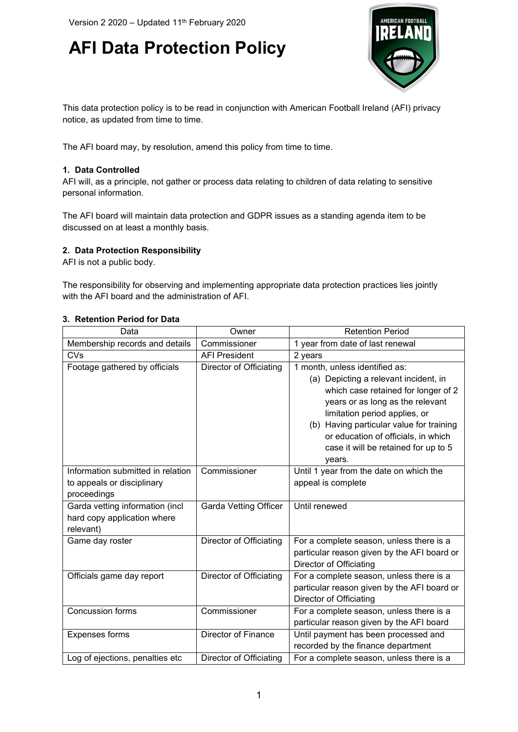Version 2 2020 – Updated 11th February 2020

# AFI Data Protection Policy

This data protection policy is to be read in conjunction with American Football Ireland (AFI) privacy notice, as updated from time to time.

The AFI board may, by resolution, amend this policy from time to time.

## 1. Data Controlled

AFI will, as a principle, not gather or process data relating to children of data relating to sensitive personal information.

The AFI board will maintain data protection and GDPR issues as a standing agenda item to be discussed on at least a monthly basis.

## 2. Data Protection Responsibility

AFI is not a public body.

The responsibility for observing and implementing appropriate data protection practices lies jointly with the AFI board and the administration of AFI.

## 3. Retention Period for Data

| Data | Owner | Retention Period |
|---|---|---|
| Membership records and details | Commissioner | 1 year from date of last renewal |
| CVs | AFI President | 2 years |
| Footage gathered by officials | Director of Officiating | 1 month, unless identified as: (a) Depicting a relevant incident, in which case retained for longer of 2 years or as long as the relevant limitation period applies, or (b) Having particular value for training or education of officials, in which case it will be retained for up to 5 years. |
| Information submitted in relation to appeals or disciplinary proceedings | Commissioner | Until 1 year from the date on which the appeal is complete |
| Garda vetting information (incl hard copy application where relevant) | Garda Vetting Officer | Until renewed |
| Game day roster | Director of Officiating | For a complete season, unless there is a particular reason given by the AFI board or Director of Officiating |
| Officials game day report | Director of Officiating | For a complete season, unless there is a particular reason given by the AFI board or Director of Officiating |
| Concussion forms | Commissioner | For a complete season, unless there is a particular reason given by the AFI board |
| Expenses forms | Director of Finance | Until payment has been processed and recorded by the finance department |
| Log of ejections, penalties etc | Director of Officiating | For a complete season, unless there is a |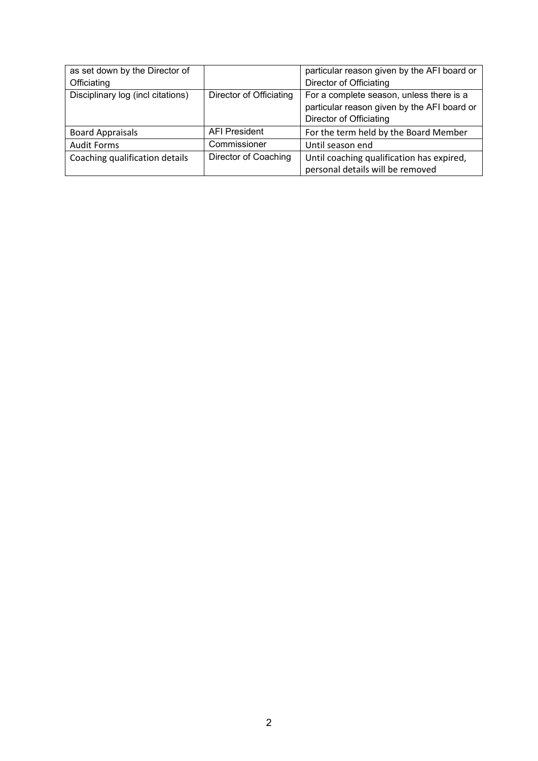| | | |
|---|---|---|
| as set down by the Director of Officiating | | particular reason given by the AFI board or Director of Officiating |
| Disciplinary log (incl citations) | Director of Officiating | For a complete season, unless there is a particular reason given by the AFI board or Director of Officiating |
| Board Appraisals | AFI President | For the term held by the Board Member |
| Audit Forms | Commissioner | Until season end |
| Coaching qualification details | Director of Coaching | Until coaching qualification has expired, personal details will be removed |